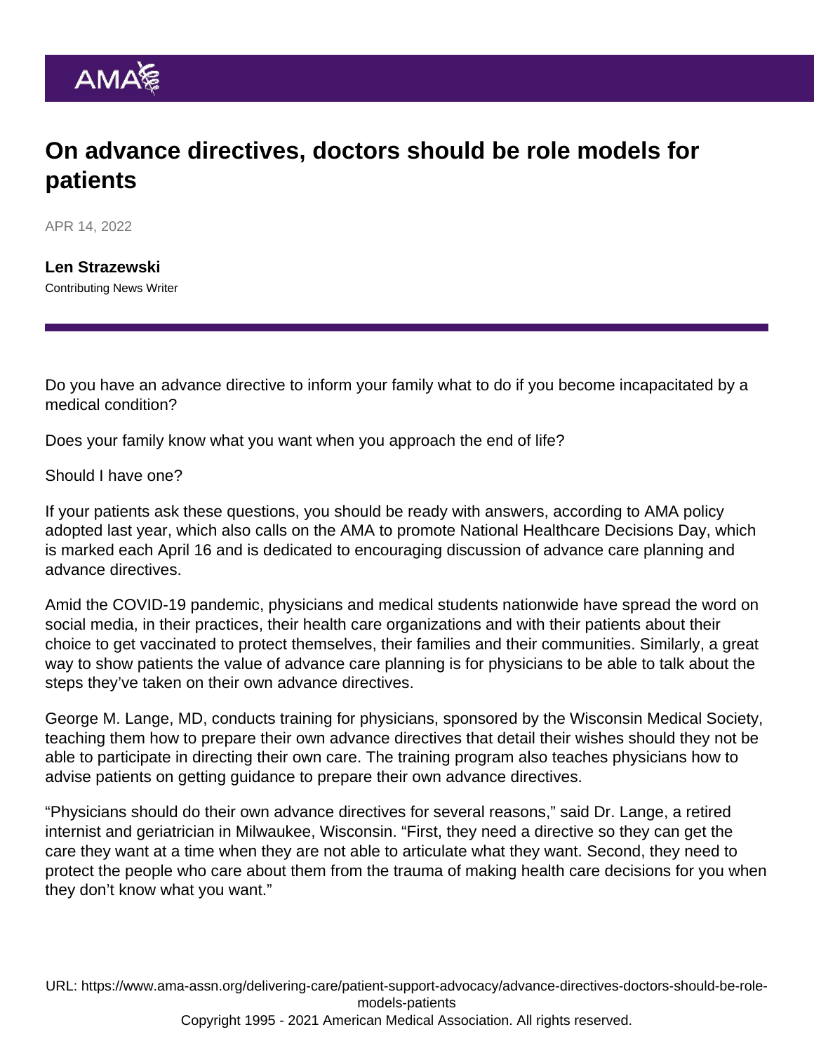# On advance directives, doctors should be role models for patients

APR 14, 2022

**Len Strazewski**
Contributing News Writer

Do you have an advance directive to inform your family what to do if you become incapacitated by a medical condition?

Does your family know what you want when you approach the end of life?

Should I have one?

If your patients ask these questions, you should be ready with answers, according to AMA policy adopted last year, which also calls on the AMA to promote National Healthcare Decisions Day, which is marked each April 16 and is dedicated to encouraging discussion of advance care planning and advance directives.

Amid the COVID-19 pandemic, physicians and medical students nationwide have spread the word on social media, in their practices, their health care organizations and with their patients about their choice to get vaccinated to protect themselves, their families and their communities. Similarly, a great way to show patients the value of advance care planning is for physicians to be able to talk about the steps they've taken on their own advance directives.

George M. Lange, MD, conducts training for physicians, sponsored by the Wisconsin Medical Society, teaching them how to prepare their own advance directives that detail their wishes should they not be able to participate in directing their own care. The training program also teaches physicians how to advise patients on getting guidance to prepare their own advance directives.

"Physicians should do their own advance directives for several reasons," said Dr. Lange, a retired internist and geriatrician in Milwaukee, Wisconsin. "First, they need a directive so they can get the care they want at a time when they are not able to articulate what they want. Second, they need to protect the people who care about them from the trauma of making health care decisions for you when they don't know what you want."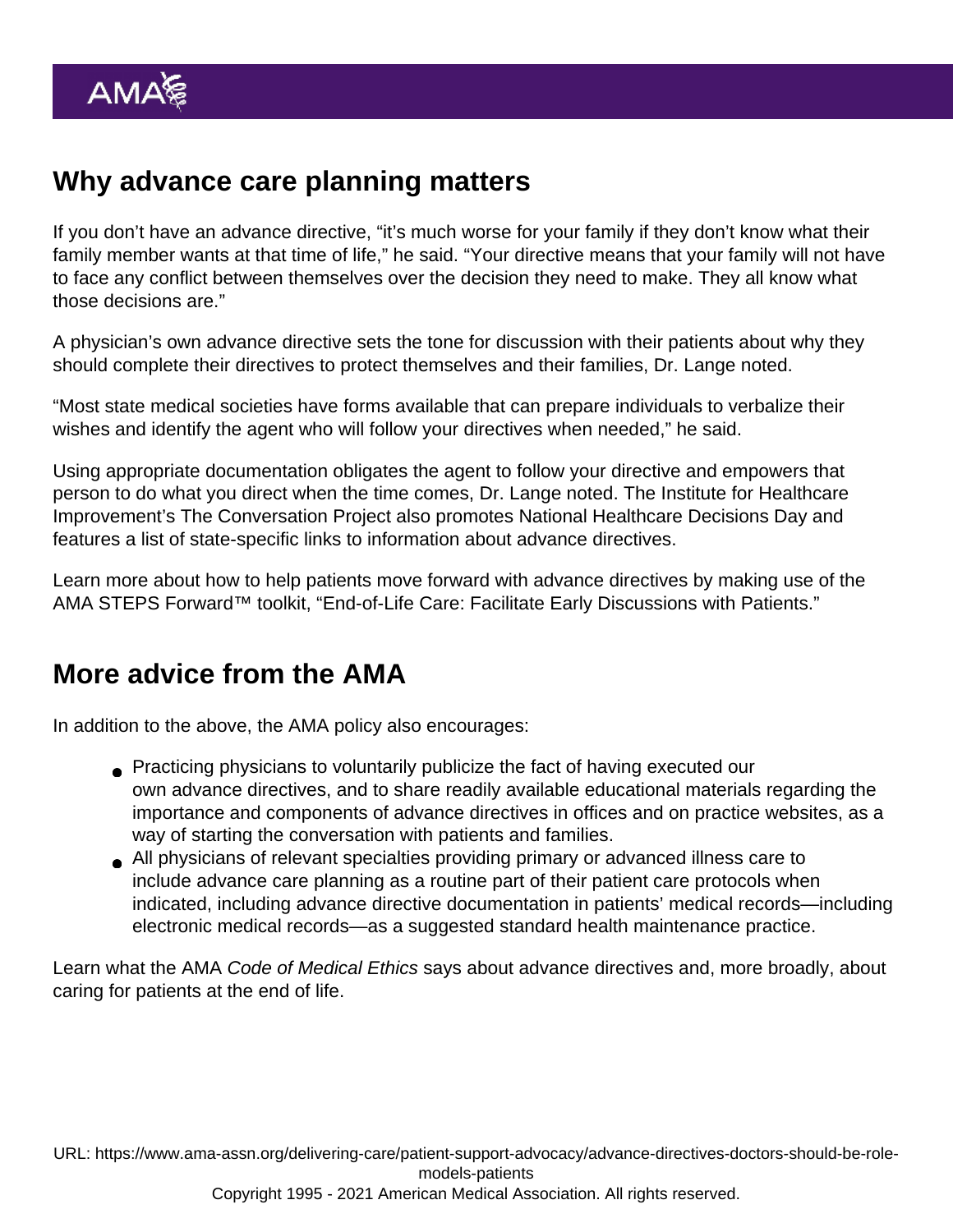## Why advance care planning matters

If you don't have an advance directive, "it's much worse for your family if they don't know what their family member wants at that time of life," he said. "Your directive means that your family will not have to face any conflict between themselves over the decision they need to make. They all know what those decisions are."

A physician's own advance directive sets the tone for discussion with their patients about why they should complete their directives to protect themselves and their families, Dr. Lange noted.

"Most state medical societies have forms available that can prepare individuals to verbalize their wishes and identify the agent who will follow your directives when needed," he said.

Using appropriate documentation obligates the agent to follow your directive and empowers that person to do what you direct when the time comes, Dr. Lange noted. The Institute for Healthcare Improvement's The Conversation Project also promotes National Healthcare Decisions Day and features a list of state-specific links to information about advance directives.

Learn more about how to help patients move forward with advance directives by making use of the AMA STEPS Forward™ toolkit, "End-of-Life Care: Facilitate Early Discussions with Patients."

## More advice from the AMA

In addition to the above, the AMA policy also encourages:

- Practicing physicians to voluntarily publicize the fact of having executed our own advance directives, and to share readily available educational materials regarding the importance and components of advance directives in offices and on practice websites, as a way of starting the conversation with patients and families.
- All physicians of relevant specialties providing primary or advanced illness care to include advance care planning as a routine part of their patient care protocols when indicated, including advance directive documentation in patients' medical records—including electronic medical records—as a suggested standard health maintenance practice.

Learn what the AMA *Code of Medical Ethics* says about advance directives and, more broadly, about caring for patients at the end of life.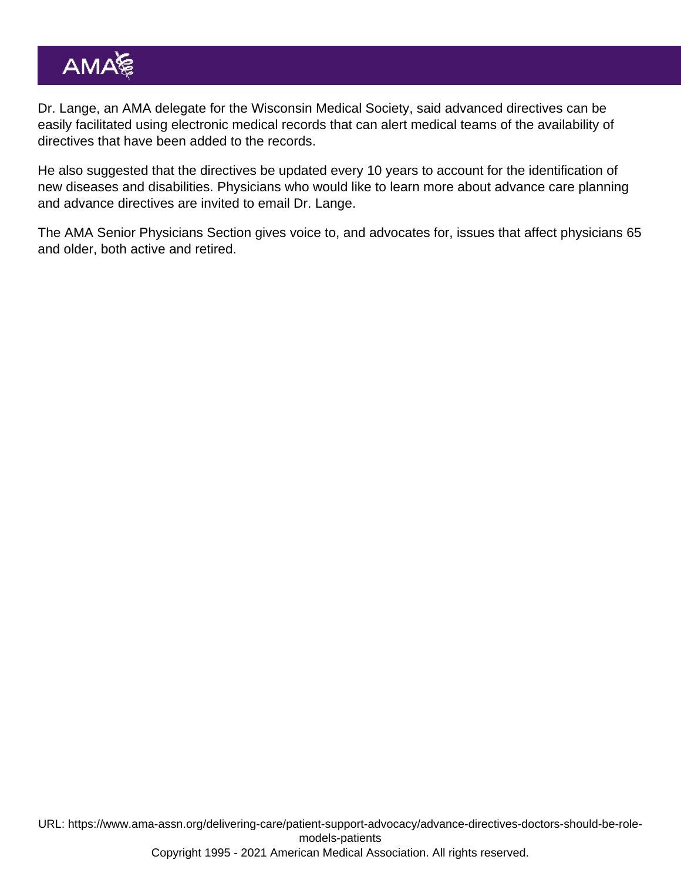Dr. Lange, an AMA delegate for the Wisconsin Medical Society, said advanced directives can be easily facilitated using electronic medical records that can alert medical teams of the availability of directives that have been added to the records.

He also suggested that the directives be updated every 10 years to account for the identification of new diseases and disabilities. Physicians who would like to learn more about advance care planning and advance directives are invited to email Dr. Lange.

The AMA Senior Physicians Section gives voice to, and advocates for, issues that affect physicians 65 and older, both active and retired.